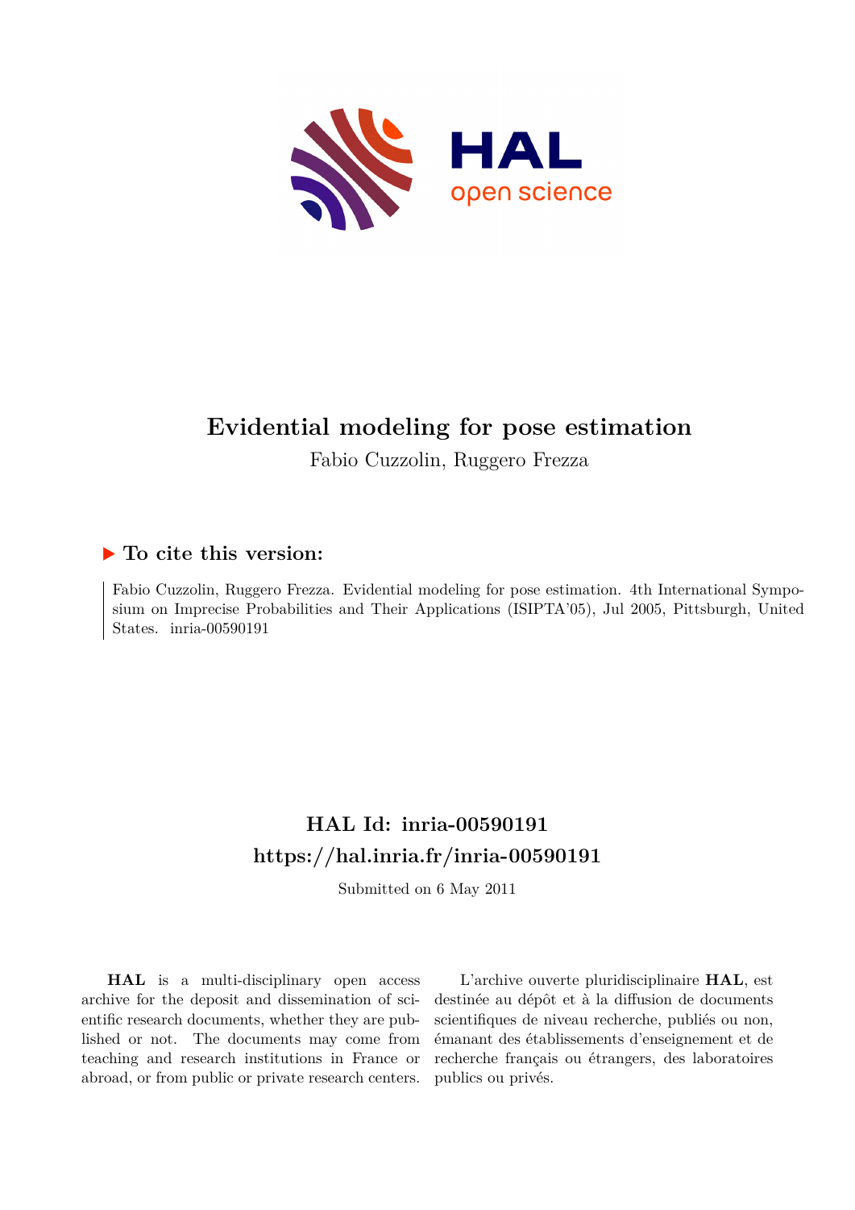# Evidential modeling for pose estimation

Fabio Cuzzolin, Ruggero Frezza

## ▶ To cite this version:

Fabio Cuzzolin, Ruggero Frezza. Evidential modeling for pose estimation. 4th International Symposium on Imprecise Probabilities and Their Applications (ISIPTA'05), Jul 2005, Pittsburgh, United States. inria-00590191

## HAL Id: inria-00590191

## https://hal.inria.fr/inria-00590191

Submitted on 6 May 2011

**HAL** is a multi-disciplinary open access archive for the deposit and dissemination of scientific research documents, whether they are published or not. The documents may come from teaching and research institutions in France or abroad, or from public or private research centers.

L'archive ouverte pluridisciplinaire **HAL**, est destinée au dépôt et à la diffusion de documents scientifiques de niveau recherche, publiés ou non, émanant des établissements d'enseignement et de recherche français ou étrangers, des laboratoires publics ou privés.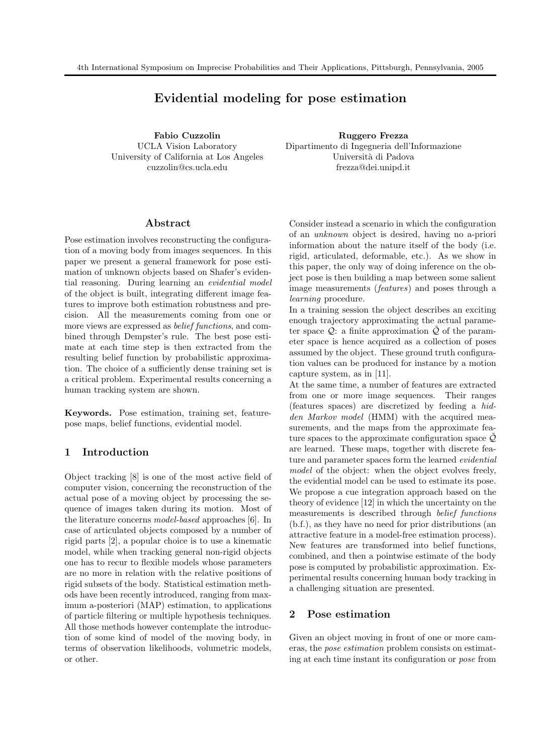# Evidential modeling for pose estimation

**Fabio Cuzzolin**
UCLA Vision Laboratory
University of California at Los Angeles
cuzzolin@cs.ucla.edu

**Ruggero Frezza**
Dipartimento di Ingegneria dell'Informazione
Università di Padova
frezza@dei.unipd.it

## Abstract

Pose estimation involves reconstructing the configuration of a moving body from images sequences. In this paper we present a general framework for pose estimation of unknown objects based on Shafer's evidential reasoning. During learning an *evidential model* of the object is built, integrating different image features to improve both estimation robustness and precision. All the measurements coming from one or more views are expressed as *belief functions*, and combined through Dempster's rule. The best pose estimate at each time step is then extracted from the resulting belief function by probabilistic approximation. The choice of a sufficiently dense training set is a critical problem. Experimental results concerning a human tracking system are shown.

**Keywords.** Pose estimation, training set, feature-pose maps, belief functions, evidential model.

## 1 Introduction

Object tracking [8] is one of the most active field of computer vision, concerning the reconstruction of the actual pose of a moving object by processing the sequence of images taken during its motion. Most of the literature concerns *model-based* approaches [6]. In case of articulated objects composed by a number of rigid parts [2], a popular choice is to use a kinematic model, while when tracking general non-rigid objects one has to recur to flexible models whose parameters are no more in relation with the relative positions of rigid subsets of the body. Statistical estimation methods have been recently introduced, ranging from maximum a-posteriori (MAP) estimation, to applications of particle filtering or multiple hypothesis techniques. All those methods however contemplate the introduction of some kind of model of the moving body, in terms of observation likelihoods, volumetric models, or other.

Consider instead a scenario in which the configuration of an *unknown* object is desired, having no a-priori information about the nature itself of the body (i.e. rigid, articulated, deformable, etc.). As we show in this paper, the only way of doing inference on the object pose is then building a map between some salient image measurements (*features*) and poses through a *learning* procedure.

In a training session the object describes an exciting enough trajectory approximating the actual parameter space $\mathcal{Q}$: a finite approximation $\tilde{\mathcal{Q}}$ of the parameter space is hence acquired as a collection of poses assumed by the object. These ground truth configuration values can be produced for instance by a motion capture system, as in [11].

At the same time, a number of features are extracted from one or more image sequences. Their ranges (features spaces) are discretized by feeding a *hidden Markov model* (HMM) with the acquired measurements, and the maps from the approximate feature spaces to the approximate configuration space $\tilde{\mathcal{Q}}$ are learned. These maps, together with discrete feature and parameter spaces form the learned *evidential model* of the object: when the object evolves freely, the evidential model can be used to estimate its pose. We propose a cue integration approach based on the theory of evidence [12] in which the uncertainty on the measurements is described through *belief functions* (b.f.), as they have no need for prior distributions (an attractive feature in a model-free estimation process). New features are transformed into belief functions, combined, and then a pointwise estimate of the body pose is computed by probabilistic approximation. Experimental results concerning human body tracking in a challenging situation are presented.

## 2 Pose estimation

Given an object moving in front of one or more cameras, the *pose estimation* problem consists on estimating at each time instant its configuration or *pose* from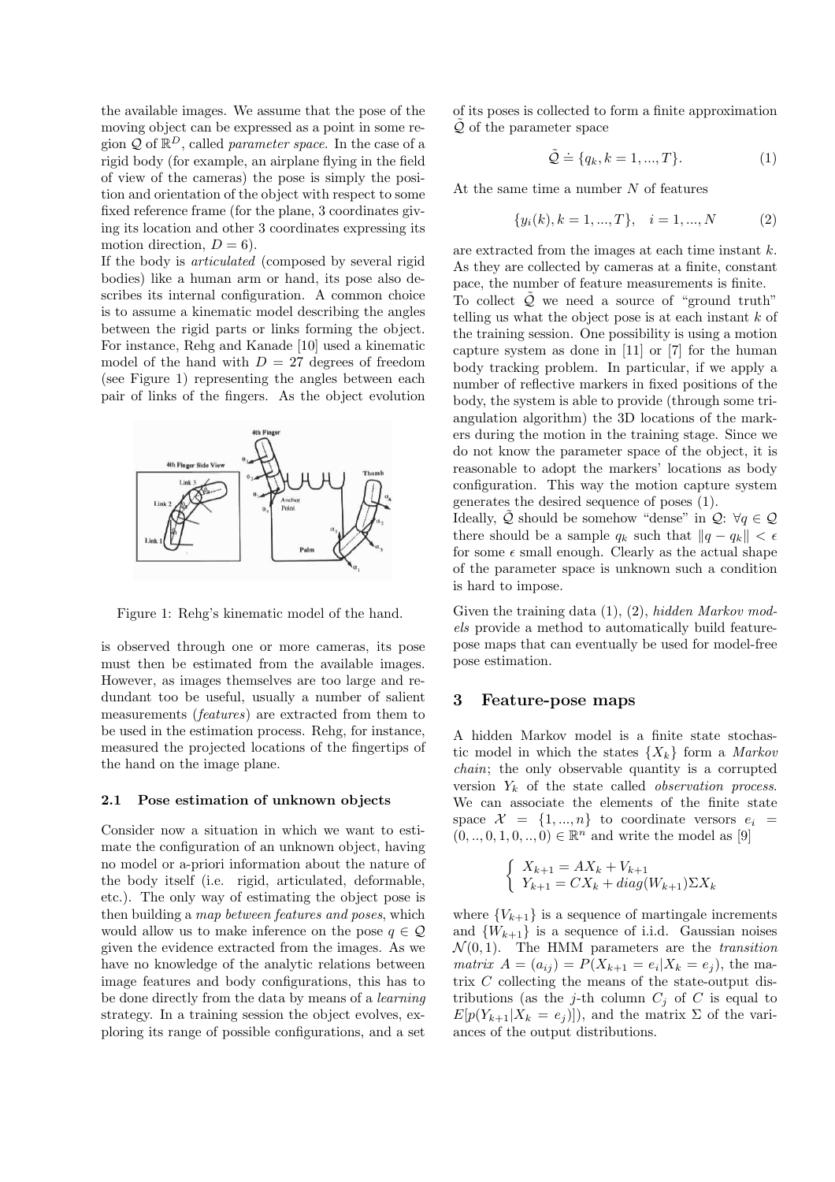the available images. We assume that the pose of the moving object can be expressed as a point in some region $\mathcal{Q}$ of $\mathbb{R}^D$, called *parameter space*. In the case of a rigid body (for example, an airplane flying in the field of view of the cameras) the pose is simply the position and orientation of the object with respect to some fixed reference frame (for the plane, 3 coordinates giving its location and other 3 coordinates expressing its motion direction, $D = 6$).

If the body is *articulated* (composed by several rigid bodies) like a human arm or hand, its pose also describes its internal configuration. A common choice is to assume a kinematic model describing the angles between the rigid parts or links forming the object. For instance, Rehg and Kanade [10] used a kinematic model of the hand with $D = 27$ degrees of freedom (see Figure 1) representing the angles between each pair of links of the fingers. As the object evolution is observed through one or more cameras, its pose must then be estimated from the available images. However, as images themselves are too large and redundant too be useful, usually a number of salient measurements (*features*) are extracted from them to be used in the estimation process. Rehg, for instance, measured the projected locations of the fingertips of the hand on the image plane.

Figure 1: Rehg's kinematic model of the hand.

### 2.1 Pose estimation of unknown objects

Consider now a situation in which we want to estimate the configuration of an unknown object, having no model or a-priori information about the nature of the body itself (i.e. rigid, articulated, deformable, etc.). The only way of estimating the object pose is then building a *map between features and poses*, which would allow us to make inference on the pose $q \in \mathcal{Q}$ given the evidence extracted from the images. As we have no knowledge of the analytic relations between image features and body configurations, this has to be done directly from the data by means of a *learning* strategy. In a training session the object evolves, exploring its range of possible configurations, and a set of its poses is collected to form a finite approximation $\tilde{\mathcal{Q}}$ of the parameter space

$$\tilde{\mathcal{Q}} \doteq \{q_k, k = 1, ..., T\}. \tag{1}$$

At the same time a number $N$ of features

$$\{y_i(k), k = 1, ..., T\}, \quad i = 1, ..., N \tag{2}$$

are extracted from the images at each time instant $k$. As they are collected by cameras at a finite, constant pace, the number of feature measurements is finite.

To collect $\tilde{\mathcal{Q}}$ we need a source of "ground truth" telling us what the object pose is at each instant $k$ of the training session. One possibility is using a motion capture system as done in [11] or [7] for the human body tracking problem. In particular, if we apply a number of reflective markers in fixed positions of the body, the system is able to provide (through some triangulation algorithm) the 3D locations of the markers during the motion in the training stage. Since we do not know the parameter space of the object, it is reasonable to adopt the markers' locations as body configuration. This way the motion capture system generates the desired sequence of poses (1).

Ideally, $\tilde{\mathcal{Q}}$ should be somehow "dense" in $\mathcal{Q}$: $\forall q \in \mathcal{Q}$ there should be a sample $q_k$ such that $\|q - q_k\| < \epsilon$ for some $\epsilon$ small enough. Clearly as the actual shape of the parameter space is unknown such a condition is hard to impose.

Given the training data (1), (2), *hidden Markov models* provide a method to automatically build feature-pose maps that can eventually be used for model-free pose estimation.

## 3 Feature-pose maps

A hidden Markov model is a finite state stochastic model in which the states $\{X_k\}$ form a *Markov chain*; the only observable quantity is a corrupted version $Y_k$ of the state called *observation process*. We can associate the elements of the finite state space $\mathcal{X} = \{1, ..., n\}$ to coordinate versors $e_i = (0, .., 0, 1, 0, .., 0) \in \mathbb{R}^n$ and write the model as [9]

$$\begin{cases} X_{k+1} = AX_k + V_{k+1} \\ Y_{k+1} = CX_k + diag(W_{k+1})\Sigma X_k \end{cases}$$

where $\{V_{k+1}\}$ is a sequence of martingale increments and $\{W_{k+1}\}$ is a sequence of i.i.d. Gaussian noises $\mathcal{N}(0, 1)$. The HMM parameters are the *transition matrix* $A = (a_{ij}) = P(X_{k+1} = e_i | X_k = e_j)$, the matrix $C$ collecting the means of the state-output distributions (as the $j$-th column $C_j$ of $C$ is equal to $E[p(Y_{k+1}|X_k = e_j)]$), and the matrix $\Sigma$ of the variances of the output distributions.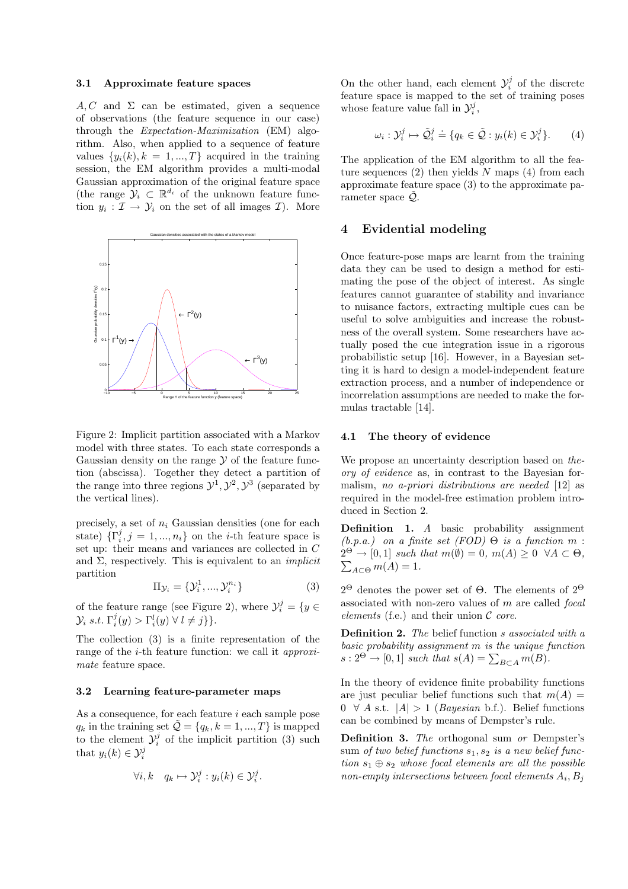### 3.1 Approximate feature spaces

$A, C$ and $\Sigma$ can be estimated, given a sequence of observations (the feature sequence in our case) through the *Expectation-Maximization* (EM) algorithm. Also, when applied to a sequence of feature values $\{y_i(k), k = 1, ..., T\}$ acquired in the training session, the EM algorithm provides a multi-modal Gaussian approximation of the original feature space (the range $\mathcal{Y}_i \subset \mathbb{R}^{d_i}$ of the unknown feature function $y_i : \mathcal{I} \to \mathcal{Y}_i$ on the set of all images $\mathcal{I}$). More precisely, a set of $n_i$ Gaussian densities (one for each state) $\{\Gamma_i^j, j = 1, ..., n_i\}$ on the $i$-th feature space is set up: their means and variances are collected in $C$ and $\Sigma$, respectively. This is equivalent to an *implicit* partition

$$\Pi_{\mathcal{Y}_i} = \{\mathcal{Y}_i^1, ..., \mathcal{Y}_i^{n_i}\} \tag{3}$$

of the feature range (see Figure 2), where $\mathcal{Y}_i^j = \{y \in \mathcal{Y}_i \ s.t.\ \Gamma_i^j(y) > \Gamma_i^l(y) \ \forall\ l \neq j\}\}$.

Figure 2: Implicit partition associated with a Markov model with three states. To each state corresponds a Gaussian density on the range $\mathcal{Y}$ of the feature function (abscissa). Together they detect a partition of the range into three regions $\mathcal{Y}^1, \mathcal{Y}^2, \mathcal{Y}^3$ (separated by the vertical lines).

The collection (3) is a finite representation of the range of the $i$-th feature function: we call it *approximate* feature space.

### 3.2 Learning feature-parameter maps

As a consequence, for each feature $i$ each sample pose $q_k$ in the training set $\tilde{\mathcal{Q}} = \{q_k, k = 1, ..., T\}$ is mapped to the element $\mathcal{Y}_i^j$ of the implicit partition (3) such that $y_i(k) \in \mathcal{Y}_i^j$

$$\forall i, k \quad q_k \mapsto \mathcal{Y}_i^j : y_i(k) \in \mathcal{Y}_i^j.$$

On the other hand, each element $\mathcal{Y}_i^j$ of the discrete feature space is mapped to the set of training poses whose feature value fall in $\mathcal{Y}_i^j$,

$$\omega_i : \mathcal{Y}_i^j \mapsto \tilde{\mathcal{Q}}_i^j \doteq \{q_k \in \tilde{\mathcal{Q}} : y_i(k) \in \mathcal{Y}_i^j\}. \tag{4}$$

The application of the EM algorithm to all the feature sequences (2) then yields $N$ maps (4) from each approximate feature space (3) to the approximate parameter space $\tilde{\mathcal{Q}}$.

## 4 Evidential modeling

Once feature-pose maps are learnt from the training data they can be used to design a method for estimating the pose of the object of interest. As single features cannot guarantee of stability and invariance to nuisance factors, extracting multiple cues can be useful to solve ambiguities and increase the robustness of the overall system. Some researchers have actually posed the cue integration issue in a rigorous probabilistic setup [16]. However, in a Bayesian setting it is hard to design a model-independent feature extraction process, and a number of independence or incorrelation assumptions are needed to make the formulas tractable [14].

### 4.1 The theory of evidence

We propose an uncertainty description based on *theory of evidence* as, in contrast to the Bayesian formalism, *no a-priori distributions are needed* [12] as required in the model-free estimation problem introduced in Section 2.

**Definition 1.** *A* basic probability assignment *(b.p.a.) on a finite set (FOD) $\Theta$ is a function $m : 2^\Theta \to [0, 1]$ such that $m(\emptyset) = 0$, $m(A) \geq 0 \ \forall A \subset \Theta$, $\sum_{A \subset \Theta} m(A) = 1$.*

$2^\Theta$ denotes the power set of $\Theta$. The elements of $2^\Theta$ associated with non-zero values of $m$ are called *focal elements* (f.e.) and their union $\mathcal{C}$ *core*.

**Definition 2.** *The* belief function *s associated with a basic probability assignment m is the unique function $s : 2^\Theta \to [0, 1]$ such that $s(A) = \sum_{B \subset A} m(B)$.*

In the theory of evidence finite probability functions are just peculiar belief functions such that $m(A) = 0 \ \forall\ A$ s.t. $|A| > 1$ (*Bayesian* b.f.). Belief functions can be combined by means of Dempster's rule.

**Definition 3.** *The* orthogonal sum *or* Dempster's sum *of two belief functions $s_1, s_2$ is a new belief function $s_1 \oplus s_2$ whose focal elements are all the possible non-empty intersections between focal elements $A_i, B_j$*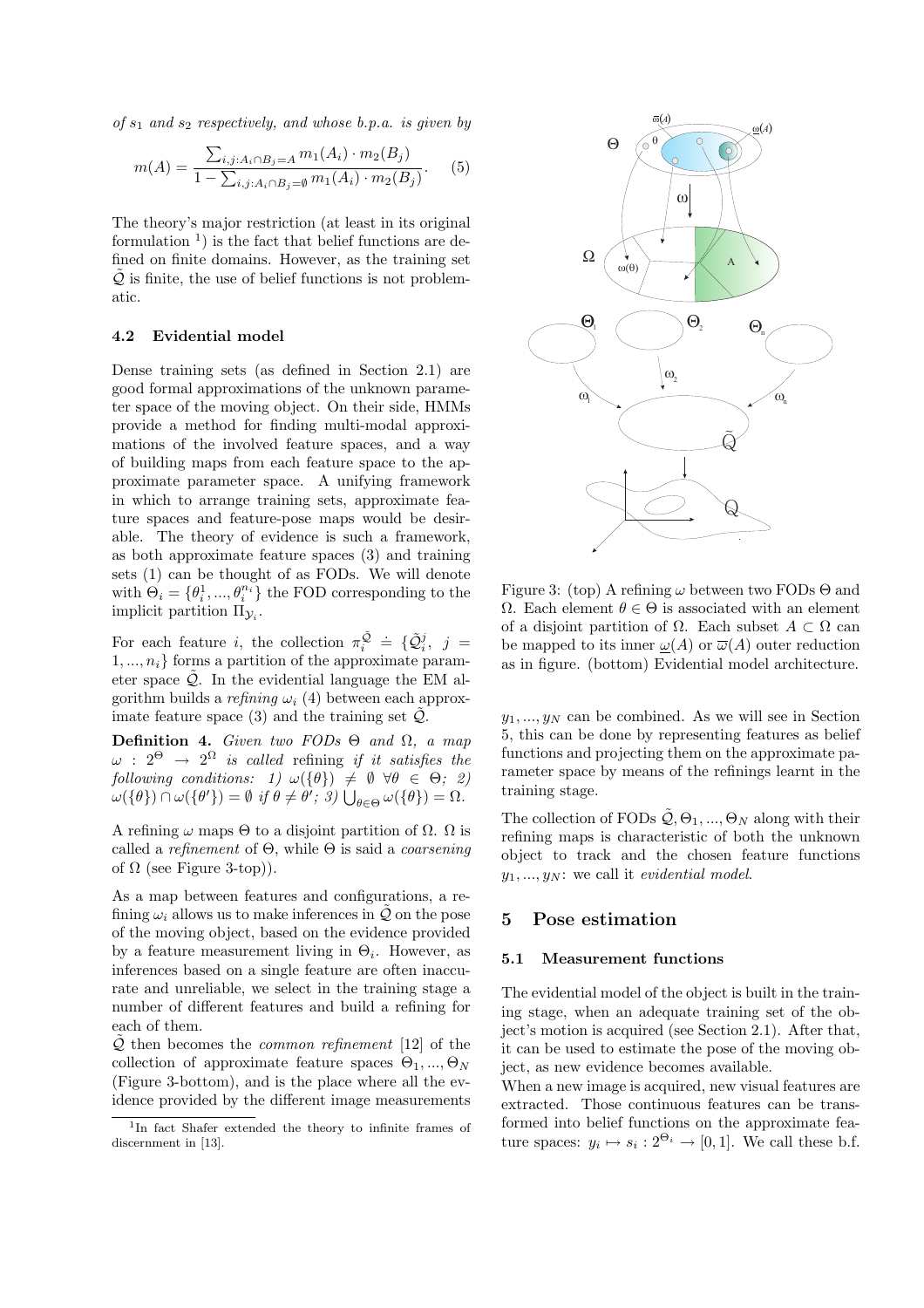of $s_1$ and $s_2$ respectively, and whose b.p.a. is given by

$$m(A) = \frac{\sum_{i,j:A_i \cap B_j = A} m_1(A_i) \cdot m_2(B_j)}{1 - \sum_{i,j:A_i \cap B_j = \emptyset} m_1(A_i) \cdot m_2(B_j)}. \quad (5)$$

The theory's major restriction (at least in its original formulation [1]) is the fact that belief functions are defined on finite domains. However, as the training set $\tilde{\mathcal{Q}}$ is finite, the use of belief functions is not problematic.

### 4.2 Evidential model

Dense training sets (as defined in Section 2.1) are good formal approximations of the unknown parameter space of the moving object. On their side, HMMs provide a method for finding multi-modal approximations of the involved feature spaces, and a way of building maps from each feature space to the approximate parameter space. A unifying framework in which to arrange training sets, approximate feature spaces and feature-pose maps would be desirable. The theory of evidence is such a framework, as both approximate feature spaces (3) and training sets (1) can be thought of as FODs. We will denote with $\Theta_i = \{\theta_i^1, ..., \theta_i^{n_i}\}$ the FOD corresponding to the implicit partition $\Pi_{\mathcal{Y}_i}$.

For each feature $i$, the collection $\pi_i^{\tilde{\mathcal{Q}}} \doteq \{\tilde{\mathcal{Q}}_i^j, \ j = 1, ..., n_i\}$ forms a partition of the approximate parameter space $\tilde{\mathcal{Q}}$. In the evidential language the EM algorithm builds a *refining* $\omega_i$ (4) between each approximate feature space (3) and the training set $\tilde{\mathcal{Q}}$.

**Definition 4.** *Given two FODs $\Theta$ and $\Omega$, a map $\omega : 2^\Theta \to 2^\Omega$ is called* refining *if it satisfies the following conditions: 1) $\omega(\{\theta\}) \neq \emptyset \ \forall \theta \in \Theta$; 2) $\omega(\{\theta\}) \cap \omega(\{\theta'\}) = \emptyset$ if $\theta \neq \theta'$; 3) $\bigcup_{\theta \in \Theta} \omega(\{\theta\}) = \Omega$.*

A refining $\omega$ maps $\Theta$ to a disjoint partition of $\Omega$. $\Omega$ is called a *refinement* of $\Theta$, while $\Theta$ is said a *coarsening* of $\Omega$ (see Figure 3-top)).

As a map between features and configurations, a refining $\omega_i$ allows us to make inferences in $\tilde{\mathcal{Q}}$ on the pose of the moving object, based on the evidence provided by a feature measurement living in $\Theta_i$. However, as inferences based on a single feature are often inaccurate and unreliable, we select in the training stage a number of different features and build a refining for each of them.

$\tilde{\mathcal{Q}}$ then becomes the *common refinement* [12] of the collection of approximate feature spaces $\Theta_1, ..., \Theta_N$ (Figure 3-bottom), and is the place where all the evidence provided by the different image measurements $y_1, ..., y_N$ can be combined. As we will see in Section 5, this can be done by representing features as belief functions and projecting them on the approximate parameter space by means of the refinings learnt in the training stage.

[1] In fact Shafer extended the theory to infinite frames of discernment in [13].

Figure 3: (top) A refining $\omega$ between two FODs $\Theta$ and $\Omega$. Each element $\theta \in \Theta$ is associated with an element of a disjoint partition of $\Omega$. Each subset $A \subset \Omega$ can be mapped to its inner $\underline{\omega}(A)$ or $\overline{\omega}(A)$ outer reduction as in figure. (bottom) Evidential model architecture.

The collection of FODs $\tilde{\mathcal{Q}}, \Theta_1, ..., \Theta_N$ along with their refining maps is characteristic of both the unknown object to track and the chosen feature functions $y_1, ..., y_N$: we call it *evidential model*.

## 5 Pose estimation

### 5.1 Measurement functions

The evidential model of the object is built in the training stage, when an adequate training set of the object's motion is acquired (see Section 2.1). After that, it can be used to estimate the pose of the moving object, as new evidence becomes available.

When a new image is acquired, new visual features are extracted. Those continuous features can be transformed into belief functions on the approximate feature spaces: $y_i \mapsto s_i : 2^{\Theta_i} \to [0, 1]$. We call these b.f.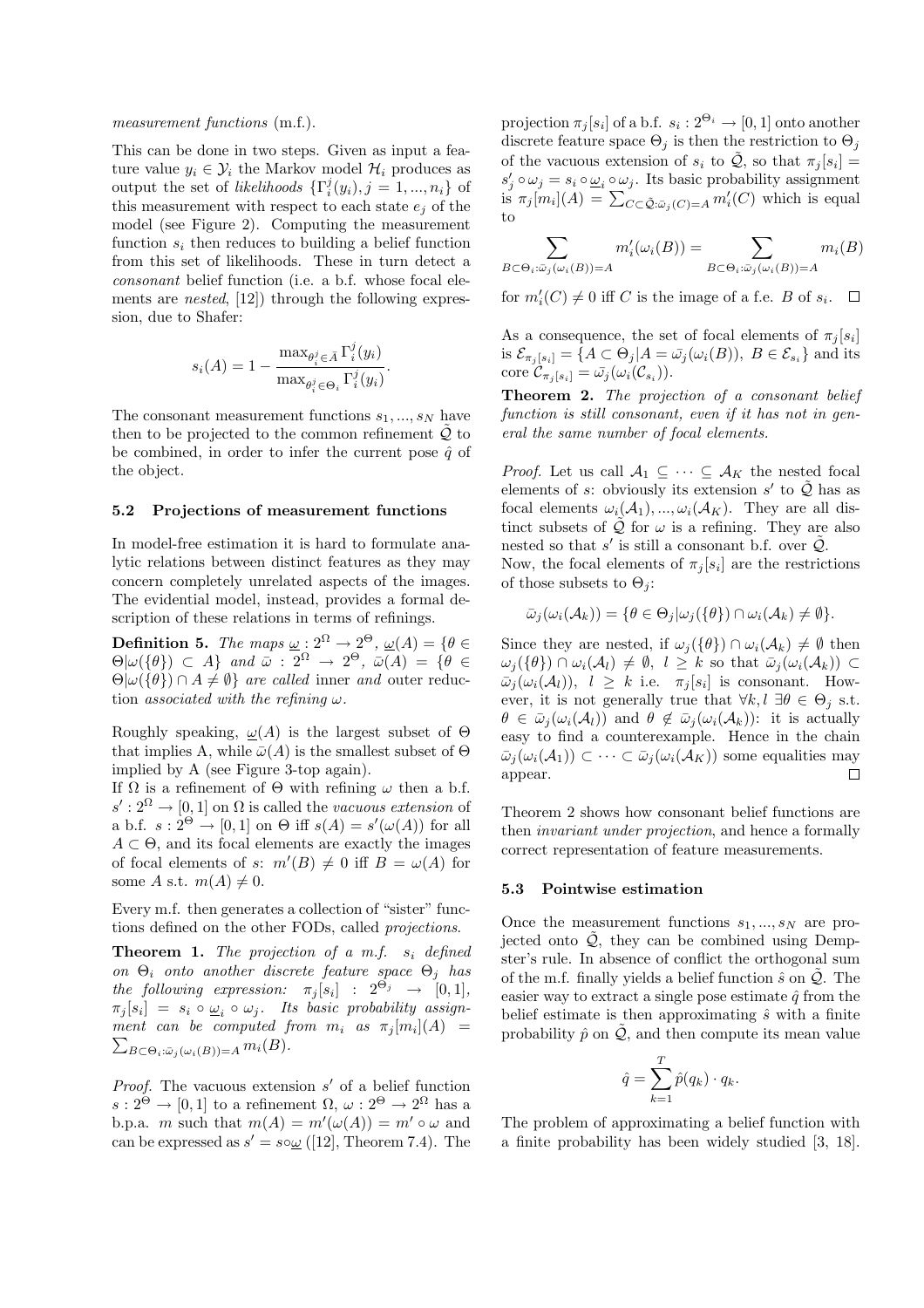*measurement functions* (m.f.).

This can be done in two steps. Given as input a feature value $y_i \in \mathcal{Y}_i$ the Markov model $\mathcal{H}_i$ produces as output the set of *likelihoods* $\{\Gamma_i^j(y_i), j = 1, ..., n_i\}$ of this measurement with respect to each state $e_j$ of the model (see Figure 2). Computing the measurement function $s_i$ then reduces to building a belief function from this set of likelihoods. These in turn detect a *consonant* belief function (i.e. a b.f. whose focal elements are *nested*, [12]) through the following expression, due to Shafer:

$$s_i(A) = 1 - \frac{\max_{\theta_i^j \in \bar{A}} \Gamma_i^j(y_i)}{\max_{\theta_i^j \in \Theta_i} \Gamma_i^j(y_i)}.$$

The consonant measurement functions $s_1, ..., s_N$ have then to be projected to the common refinement $\tilde{\mathcal{Q}}$ to be combined, in order to infer the current pose $\hat{q}$ of the object.

### 5.2 Projections of measurement functions

In model-free estimation it is hard to formulate analytic relations between distinct features as they may concern completely unrelated aspects of the images. The evidential model, instead, provides a formal description of these relations in terms of refinings.

**Definition 5.** *The maps* $\underline{\omega} : 2^\Omega \to 2^\Theta$, $\underline{\omega}(A) = \{\theta \in \Theta | \omega(\{\theta\}) \subset A\}$ *and* $\bar{\omega} : 2^\Omega \to 2^\Theta$, $\bar{\omega}(A) = \{\theta \in \Theta | \omega(\{\theta\}) \cap A \neq \emptyset\}$ *are called* inner *and* outer reduction *associated with the refining* $\omega$.

Roughly speaking, $\underline{\omega}(A)$ is the largest subset of $\Theta$ that implies A, while $\bar{\omega}(A)$ is the smallest subset of $\Theta$ implied by A (see Figure 3-top again).

If $\Omega$ is a refinement of $\Theta$ with refining $\omega$ then a b.f. $s' : 2^\Omega \to [0, 1]$ on $\Omega$ is called the *vacuous extension* of a b.f. $s : 2^\Theta \to [0, 1]$ on $\Theta$ iff $s(A) = s'(\omega(A))$ for all $A \subset \Theta$, and its focal elements are exactly the images of focal elements of $s$: $m'(B) \neq 0$ iff $B = \omega(A)$ for some $A$ s.t. $m(A) \neq 0$.

Every m.f. then generates a collection of "sister" functions defined on the other FODs, called *projections*.

**Theorem 1.** *The projection of a m.f.* $s_i$ *defined on* $\Theta_i$ *onto another discrete feature space* $\Theta_j$ *has the following expression:* $\pi_j[s_i] : 2^{\Theta_j} \to [0, 1]$, $\pi_j[s_i] = s_i \circ \underline{\omega}_i \circ \omega_j$. *Its basic probability assignment can be computed from* $m_i$ *as* $\pi_j[m_i](A) = \sum_{B \subset \Theta_i : \bar{\omega}_j(\omega_i(B)) = A} m_i(B)$.

*Proof.* The vacuous extension $s'$ of a belief function $s : 2^\Theta \to [0, 1]$ to a refinement $\Omega$, $\omega : 2^\Theta \to 2^\Omega$ has a b.p.a. $m$ such that $m(A) = m'(\omega(A)) = m' \circ \omega$ and can be expressed as $s' = s \circ \underline{\omega}$ ([12], Theorem 7.4). The projection $\pi_j[s_i]$ of a b.f. $s_i : 2^{\Theta_i} \to [0, 1]$ onto another discrete feature space $\Theta_j$ is then the restriction to $\Theta_j$ of the vacuous extension of $s_i$ to $\tilde{\mathcal{Q}}$, so that $\pi_j[s_i] = s'_j \circ \omega_j = s_i \circ \underline{\omega}_i \circ \omega_j$. Its basic probability assignment is $\pi_j[m_i](A) = \sum_{C \subset \tilde{\mathcal{Q}} : \bar{\omega}_j(C) = A} m'_i(C)$ which is equal to

$$\sum_{B \subset \Theta_i : \bar{\omega}_j(\omega_i(B)) = A} m'_i(\omega_i(B)) = \sum_{B \subset \Theta_i : \bar{\omega}_j(\omega_i(B)) = A} m_i(B)$$

for $m'_i(C) \neq 0$ iff $C$ is the image of a f.e. $B$ of $s_i$. $\square$

As a consequence, the set of focal elements of $\pi_j[s_i]$ is $\mathcal{E}_{\pi_j[s_i]} = \{A \subset \Theta_j | A = \bar{\omega}_j(\omega_i(B)), B \in \mathcal{E}_{s_i}\}$ and its core $\mathcal{C}_{\pi_j[s_i]} = \bar{\omega}_j(\omega_i(\mathcal{C}_{s_i}))$.

**Theorem 2.** *The projection of a consonant belief function is still consonant, even if it has not in general the same number of focal elements.*

*Proof.* Let us call $\mathcal{A}_1 \subseteq \cdots \subseteq \mathcal{A}_K$ the nested focal elements of $s$: obviously its extension $s'$ to $\tilde{\mathcal{Q}}$ has as focal elements $\omega_i(\mathcal{A}_1), ..., \omega_i(\mathcal{A}_K)$. They are all distinct subsets of $\tilde{\mathcal{Q}}$ for $\omega$ is a refining. They are also nested so that $s'$ is still a consonant b.f. over $\tilde{\mathcal{Q}}$.
Now, the focal elements of $\pi_j[s_i]$ are the restrictions of those subsets to $\Theta_j$:

$$\bar{\omega}_j(\omega_i(\mathcal{A}_k)) = \{\theta \in \Theta_j | \omega_j(\{\theta\}) \cap \omega_i(\mathcal{A}_k) \neq \emptyset\}.$$

Since they are nested, if $\omega_j(\{\theta\}) \cap \omega_i(\mathcal{A}_k) \neq \emptyset$ then $\omega_j(\{\theta\}) \cap \omega_i(\mathcal{A}_l) \neq \emptyset$, $l \geq k$ so that $\bar{\omega}_j(\omega_i(\mathcal{A}_k)) \subset \bar{\omega}_j(\omega_i(\mathcal{A}_l))$, $l \geq k$ i.e. $\pi_j[s_i]$ is consonant. However, it is not generally true that $\forall k, l \; \exists \theta \in \Theta_j$ s.t. $\theta \in \bar{\omega}_j(\omega_i(\mathcal{A}_l))$ and $\theta \notin \bar{\omega}_j(\omega_i(\mathcal{A}_k))$: it is actually easy to find a counterexample. Hence in the chain $\bar{\omega}_j(\omega_i(\mathcal{A}_1)) \subset \cdots \subset \bar{\omega}_j(\omega_i(\mathcal{A}_K))$ some equalities may appear. $\square$

Theorem 2 shows how consonant belief functions are then *invariant under projection*, and hence a formally correct representation of feature measurements.

### 5.3 Pointwise estimation

Once the measurement functions $s_1, ..., s_N$ are projected onto $\tilde{\mathcal{Q}}$, they can be combined using Dempster's rule. In absence of conflict the orthogonal sum of the m.f. finally yields a belief function $\hat{s}$ on $\tilde{\mathcal{Q}}$. The easier way to extract a single pose estimate $\hat{q}$ from the belief estimate is then approximating $\hat{s}$ with a finite probability $\hat{p}$ on $\tilde{\mathcal{Q}}$, and then compute its mean value

$$\hat{q} = \sum_{k=1}^{T} \hat{p}(q_k) \cdot q_k.$$

The problem of approximating a belief function with a finite probability has been widely studied [3, 18].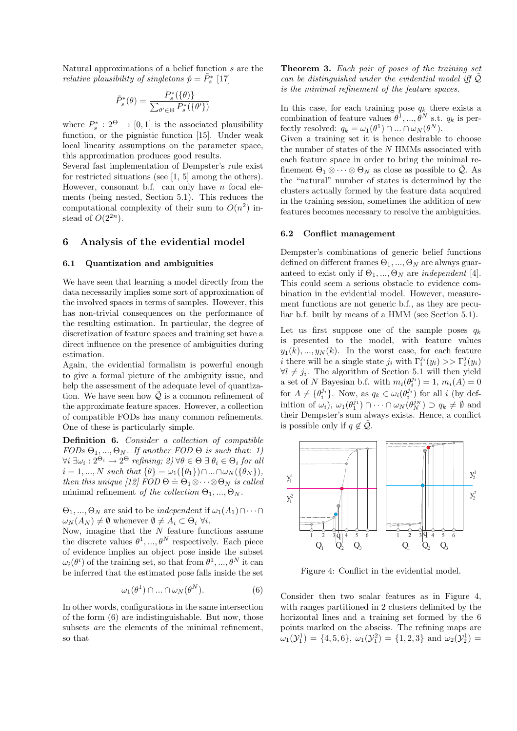Natural approximations of a belief function $s$ are the *relative plausibility of singletons* $\hat{p} = \tilde{P}^*_s$ [17]

$$\tilde{P}^*_s(\theta) = \frac{P^*_s(\{\theta\})}{\sum_{\theta' \in \Theta} P^*_s(\{\theta'\})}$$

where $P^*_s : 2^\Theta \rightarrow [0,1]$ is the associated plausibility function, or the pignistic function [15]. Under weak local linearity assumptions on the parameter space, this approximation produces good results.

Several fast implementation of Dempster's rule exist for restricted situations (see [1, 5] among the others). However, consonant b.f. can only have $n$ focal elements (being nested, Section 5.1). This reduces the computational complexity of their sum to $O(n^2)$ instead of $O(2^{2n})$.

## 6 Analysis of the evidential model

### 6.1 Quantization and ambiguities

We have seen that learning a model directly from the data necessarily implies some sort of approximation of the involved spaces in terms of samples. However, this has non-trivial consequences on the performance of the resulting estimation. In particular, the degree of discretization of feature spaces and training set have a direct influence on the presence of ambiguities during estimation.

Again, the evidential formalism is powerful enough to give a formal picture of the ambiguity issue, and help the assessment of the adequate level of quantization. We have seen how $\tilde{\mathcal{Q}}$ is a common refinement of the approximate feature spaces. However, a collection of compatible FODs has many common refinements. One of these is particularly simple.

**Definition 6.** *Consider a collection of compatible FODs $\Theta_1, ..., \Theta_N$. If another FOD $\Theta$ is such that: 1) $\forall i \; \exists \omega_i : 2^{\Theta_i} \rightarrow 2^\Theta$ refining; 2) $\forall \theta \in \Theta \; \exists \; \theta_i \in \Theta_i$ for all $i = 1, ..., N$ such that $\{\theta\} = \omega_1(\{\theta_1\}) \cap ... \cap \omega_N(\{\theta_N\})$, then this unique [12] FOD $\Theta \doteq \Theta_1 \otimes \cdots \otimes \Theta_N$ is called* minimal refinement *of the collection $\Theta_1, ..., \Theta_N$.*

$\Theta_1, ..., \Theta_N$ are said to be *independent* if $\omega_1(A_1) \cap \cdots \cap \omega_N(A_N) \neq \emptyset$ whenever $\emptyset \neq A_i \subset \Theta_i \; \forall i$.

Now, imagine that the $N$ feature functions assume the discrete values $\theta^1, ..., \theta^N$ respectively. Each piece of evidence implies an object pose inside the subset $\omega_i(\theta^i)$ of the training set, so that from $\theta^1, ..., \theta^N$ it can be inferred that the estimated pose falls inside the set

$$\omega_1(\theta^1) \cap ... \cap \omega_N(\theta^N). \tag{6}$$

In other words, configurations in the same intersection of the form (6) are indistinguishable. But now, those subsets *are* the elements of the minimal refinement, so that

**Theorem 3.** *Each pair of poses of the training set can be distinguished under the evidential model iff $\tilde{\mathcal{Q}}$ is the minimal refinement of the feature spaces.*

In this case, for each training pose $q_k$ there exists a combination of feature values $\theta^1, ..., \theta^N$ s.t. $q_k$ is perfectly resolved: $q_k = \omega_1(\theta^1) \cap ... \cap \omega_N(\theta^N)$.

Given a training set it is hence desirable to choose the number of states of the $N$ HMMs associated with each feature space in order to bring the minimal refinement $\Theta_1 \otimes \cdots \otimes \Theta_N$ as close as possible to $\tilde{\mathcal{Q}}$. As the "natural" number of states is determined by the clusters actually formed by the feature data acquired in the training session, sometimes the addition of new features becomes necessary to resolve the ambiguities.

### 6.2 Conflict management

Dempster's combinations of generic belief functions defined on different frames $\Theta_1, ..., \Theta_N$ are always guaranteed to exist only if $\Theta_1, ..., \Theta_N$ are *independent* [4]. This could seem a serious obstacle to evidence combination in the evidential model. However, measurement functions are not generic b.f., as they are peculiar b.f. built by means of a HMM (see Section 5.1).

Let us first suppose one of the sample poses $q_k$ is presented to the model, with feature values $y_1(k), ..., y_N(k)$. In the worst case, for each feature $i$ there will be a single state $j_i$ with $\Gamma^{j_i}_i(y_i) >> \Gamma^j_i(y_i)$ $\forall l \neq j_i$. The algorithm of Section 5.1 will then yield a set of $N$ Bayesian b.f. with $m_i(\theta^{j_i}_i) = 1$, $m_i(A) = 0$ for $A \neq \{\theta^{j_i}_i\}$. Now, as $q_k \in \omega_i(\theta^{j_i}_i)$ for all $i$ (by definition of $\omega_i$), $\omega_1(\theta^{j_1}_1) \cap \cdots \cap \omega_N(\theta^{j_N}_N) \supset q_k \neq \emptyset$ and their Dempster's sum always exists. Hence, a conflict is possible only if $q \notin \tilde{\mathcal{Q}}$.

Figure 4: Conflict in the evidential model.

Consider then two scalar features as in Figure 4, with ranges partitioned in 2 clusters delimited by the horizontal lines and a training set formed by the 6 points marked on the absciss. The refining maps are $\omega_1(\mathcal{Y}^1_1) = \{4, 5, 6\}$, $\omega_1(\mathcal{Y}^2_1) = \{1, 2, 3\}$ and $\omega_2(\mathcal{Y}^1_2) =$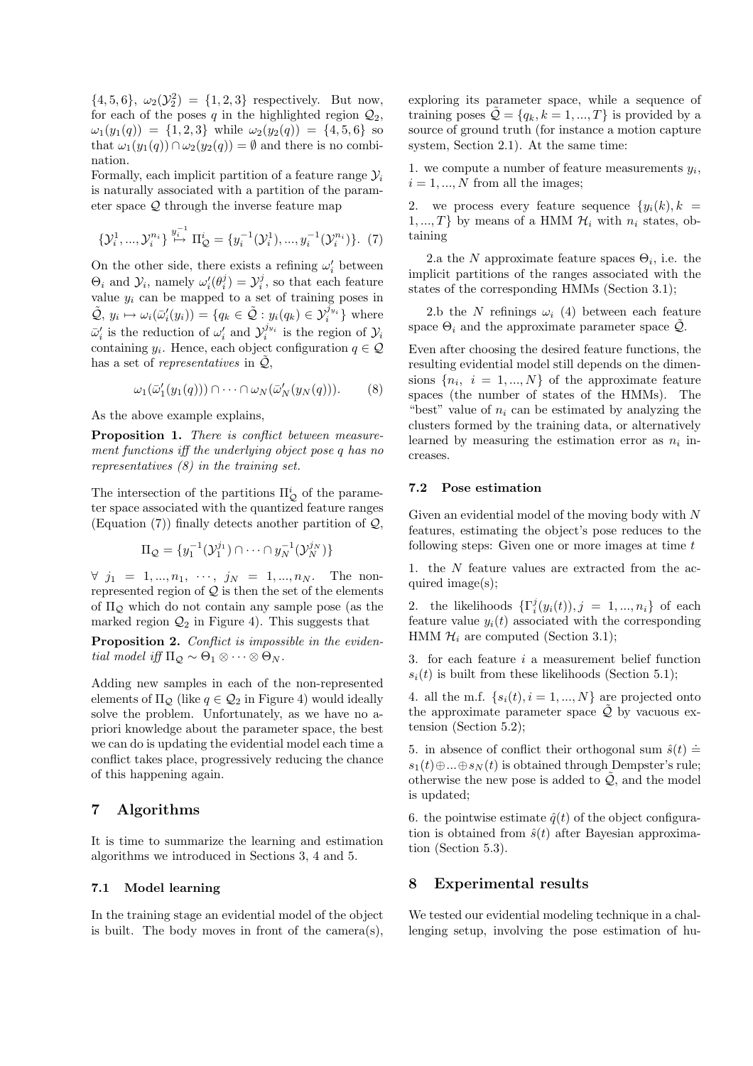$\{4, 5, 6\}$, $\omega_2(\mathcal{Y}_2^2) = \{1, 2, 3\}$ respectively. But now, for each of the poses $q$ in the highlighted region $\mathcal{Q}_2$, $\omega_1(y_1(q)) = \{1, 2, 3\}$ while $\omega_2(y_2(q)) = \{4, 5, 6\}$ so that $\omega_1(y_1(q)) \cap \omega_2(y_2(q)) = \emptyset$ and there is no combination.

Formally, each implicit partition of a feature range $\mathcal{Y}_i$ is naturally associated with a partition of the parameter space $\mathcal{Q}$ through the inverse feature map

$$\{\mathcal{Y}_i^1, ..., \mathcal{Y}_i^{n_i}\} \overset{y_i^{-1}}{\mapsto} \Pi_{\mathcal{Q}}^i = \{y_i^{-1}(\mathcal{Y}_i^1), ..., y_i^{-1}(\mathcal{Y}_i^{n_i})\}. \quad (7)$$

On the other side, there exists a refining $\omega_i'$ between $\Theta_i$ and $\mathcal{Y}_i$, namely $\omega_i'(\theta_i^j) = \mathcal{Y}_i^j$, so that each feature value $y_i$ can be mapped to a set of training poses in $\tilde{\mathcal{Q}}$, $y_i \mapsto \omega_i(\bar{\omega}_i'(y_i)) = \{q_k \in \tilde{\mathcal{Q}} : y_i(q_k) \in \mathcal{Y}_i^{j_{y_i}}\}$ where $\bar{\omega}_i'$ is the reduction of $\omega_i'$ and $\mathcal{Y}_i^{j_{y_i}}$ is the region of $\mathcal{Y}_i$ containing $y_i$. Hence, each object configuration $q \in \mathcal{Q}$ has a set of *representatives* in $\tilde{\mathcal{Q}}$,

$$\omega_1(\bar{\omega}_1'(y_1(q))) \cap \cdots \cap \omega_N(\bar{\omega}_N'(y_N(q))). \quad (8)$$

As the above example explains,

**Proposition 1.** *There is conflict between measurement functions iff the underlying object pose $q$ has no representatives (8) in the training set.*

The intersection of the partitions $\Pi_{\mathcal{Q}}^i$ of the parameter space associated with the quantized feature ranges (Equation (7)) finally detects another partition of $\mathcal{Q}$,

$$\Pi_{\mathcal{Q}} = \{y_1^{-1}(\mathcal{Y}_1^{j_1}) \cap \cdots \cap y_N^{-1}(\mathcal{Y}_N^{j_N})\}$$

$\forall\ j_1 = 1, ..., n_1,\ \cdots,\ j_N = 1, ..., n_N$. The non-represented region of $\mathcal{Q}$ is then the set of the elements of $\Pi_{\mathcal{Q}}$ which do not contain any sample pose (as the marked region $\mathcal{Q}_2$ in Figure 4). This suggests that

**Proposition 2.** *Conflict is impossible in the evidential model iff $\Pi_{\mathcal{Q}} \sim \Theta_1 \otimes \cdots \otimes \Theta_N$.*

Adding new samples in each of the non-represented elements of $\Pi_{\mathcal{Q}}$ (like $q \in \mathcal{Q}_2$ in Figure 4) would ideally solve the problem. Unfortunately, as we have no a-priori knowledge about the parameter space, the best we can do is updating the evidential model each time a conflict takes place, progressively reducing the chance of this happening again.

## 7 Algorithms

It is time to summarize the learning and estimation algorithms we introduced in Sections 3, 4 and 5.

### 7.1 Model learning

In the training stage an evidential model of the object is built. The body moves in front of the camera(s), exploring its parameter space, while a sequence of training poses $\tilde{\mathcal{Q}} = \{q_k, k = 1, ..., T\}$ is provided by a source of ground truth (for instance a motion capture system, Section 2.1). At the same time:

1. we compute a number of feature measurements $y_i$, $i = 1, ..., N$ from all the images;

2. we process every feature sequence $\{y_i(k), k = 1, ..., T\}$ by means of a HMM $\mathcal{H}_i$ with $n_i$ states, obtaining

   2.a the $N$ approximate feature spaces $\Theta_i$, i.e. the implicit partitions of the ranges associated with the states of the corresponding HMMs (Section 3.1);

   2.b the $N$ refinings $\omega_i$ (4) between each feature space $\Theta_i$ and the approximate parameter space $\tilde{\mathcal{Q}}$.

Even after choosing the desired feature functions, the resulting evidential model still depends on the dimensions $\{n_i,\ i = 1, ..., N\}$ of the approximate feature spaces (the number of states of the HMMs). The "best" value of $n_i$ can be estimated by analyzing the clusters formed by the training data, or alternatively learned by measuring the estimation error as $n_i$ increases.

### 7.2 Pose estimation

Given an evidential model of the moving body with $N$ features, estimating the object's pose reduces to the following steps: Given one or more images at time $t$

1. the $N$ feature values are extracted from the acquired image(s);

2. the likelihoods $\{\Gamma_i^j(y_i(t)), j = 1, ..., n_i\}$ of each feature value $y_i(t)$ associated with the corresponding HMM $\mathcal{H}_i$ are computed (Section 3.1);

3. for each feature $i$ a measurement belief function $s_i(t)$ is built from these likelihoods (Section 5.1);

4. all the m.f. $\{s_i(t), i = 1, ..., N\}$ are projected onto the approximate parameter space $\tilde{\mathcal{Q}}$ by vacuous extension (Section 5.2);

5. in absence of conflict their orthogonal sum $\hat{s}(t) \doteq s_1(t) \oplus ... \oplus s_N(t)$ is obtained through Dempster's rule; otherwise the new pose is added to $\tilde{\mathcal{Q}}$, and the model is updated;

6. the pointwise estimate $\hat{q}(t)$ of the object configuration is obtained from $\hat{s}(t)$ after Bayesian approximation (Section 5.3).

## 8 Experimental results

We tested our evidential modeling technique in a challenging setup, involving the pose estimation of hu-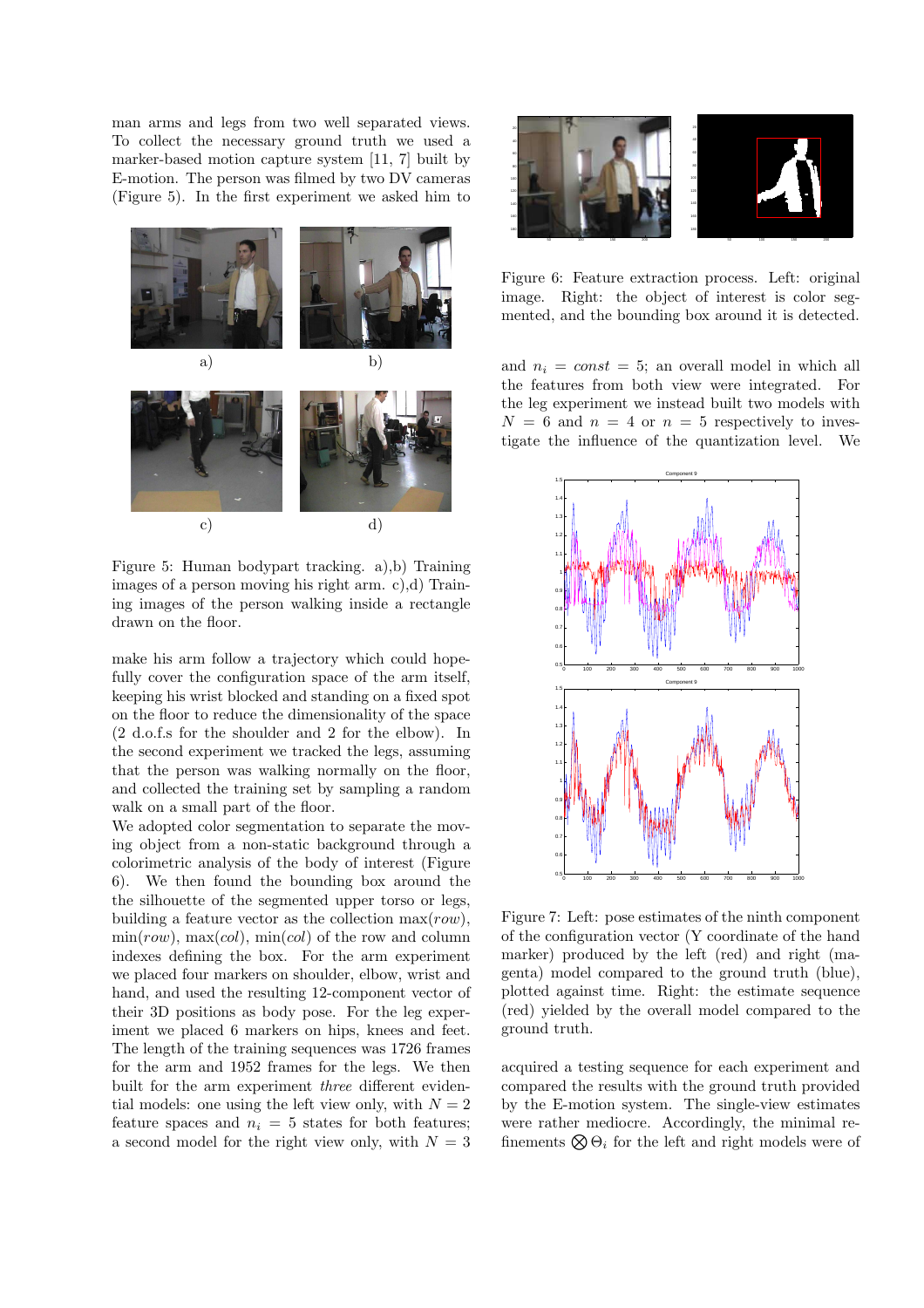man arms and legs from two well separated views. To collect the necessary ground truth we used a marker-based motion capture system [11, 7] built by E-motion. The person was filmed by two DV cameras (Figure 5). In the first experiment we asked him to make his arm follow a trajectory which could hopefully cover the configuration space of the arm itself, keeping his wrist blocked and standing on a fixed spot on the floor to reduce the dimensionality of the space (2 d.o.f.s for the shoulder and 2 for the elbow). In the second experiment we tracked the legs, assuming that the person was walking normally on the floor, and collected the training set by sampling a random walk on a small part of the floor.

Figure 5: Human bodypart tracking. a),b) Training images of a person moving his right arm. c),d) Training images of the person walking inside a rectangle drawn on the floor.

We adopted color segmentation to separate the moving object from a non-static background through a colorimetric analysis of the body of interest (Figure 6). We then found the bounding box around the the silhouette of the segmented upper torso or legs, building a feature vector as the collection max($row$), min($row$), max($col$), min($col$) of the row and column indexes defining the box. For the arm experiment we placed four markers on shoulder, elbow, wrist and hand, and used the resulting 12-component vector of their 3D positions as body pose. For the leg experiment we placed 6 markers on hips, knees and feet. The length of the training sequences was 1726 frames for the arm and 1952 frames for the legs. We then built for the arm experiment *three* different evidential models: one using the left view only, with $N = 2$ feature spaces and $n_i = 5$ states for both features; a second model for the right view only, with $N = 3$ and $n_i = const = 5$; an overall model in which all the features from both view were integrated. For the leg experiment we instead built two models with $N = 6$ and $n = 4$ or $n = 5$ respectively to investigate the influence of the quantization level. We acquired a testing sequence for each experiment and compared the results with the ground truth provided by the E-motion system. The single-view estimates were rather mediocre. Accordingly, the minimal refinements $\bigotimes \Theta_i$ for the left and right models were of

Figure 6: Feature extraction process. Left: original image. Right: the object of interest is color segmented, and the bounding box around it is detected.

Figure 7: Left: pose estimates of the ninth component of the configuration vector (Y coordinate of the hand marker) produced by the left (red) and right (magenta) model compared to the ground truth (blue), plotted against time. Right: the estimate sequence (red) yielded by the overall model compared to the ground truth.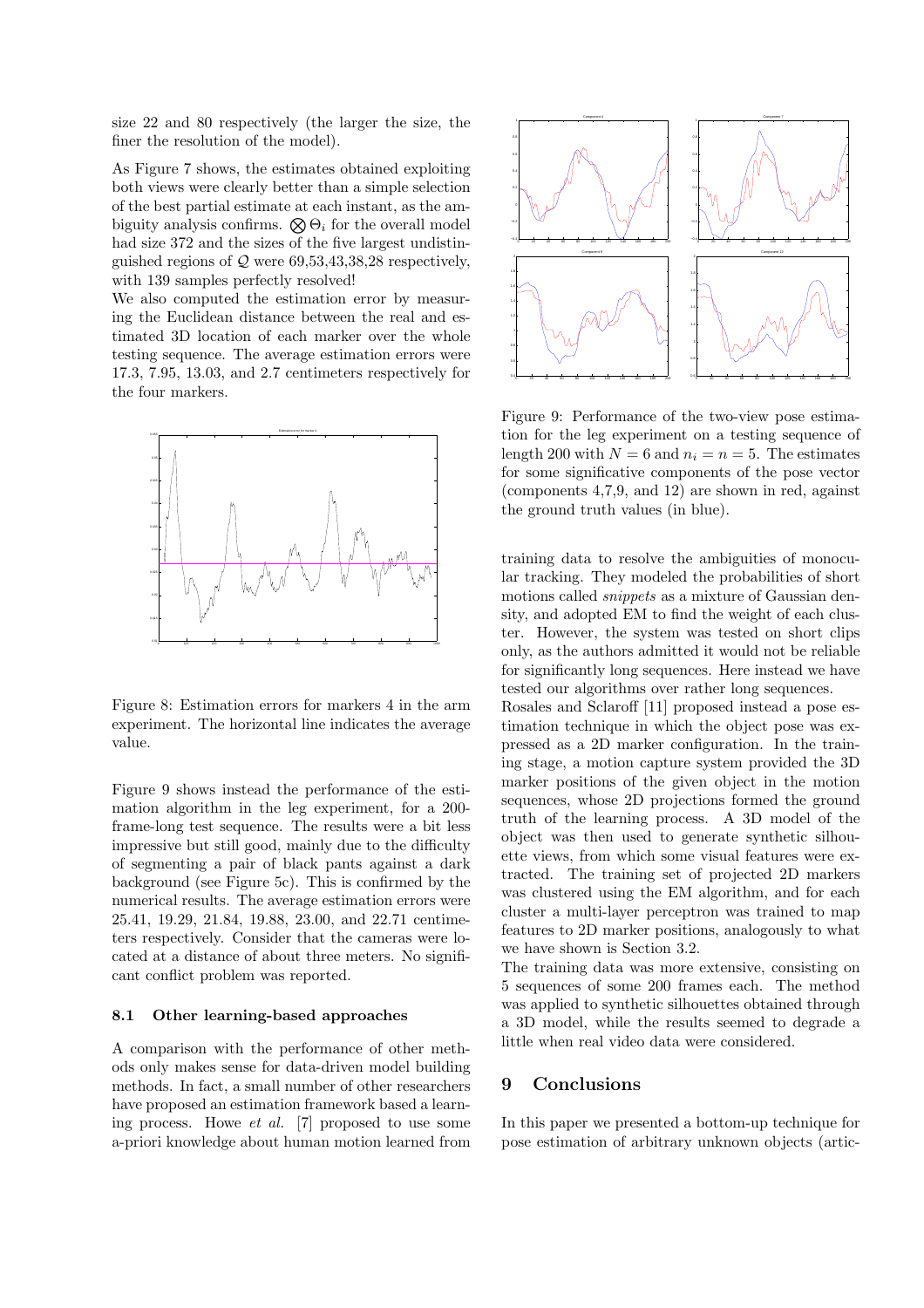size 22 and 80 respectively (the larger the size, the finer the resolution of the model).

As Figure 7 shows, the estimates obtained exploiting both views were clearly better than a simple selection of the best partial estimate at each instant, as the ambiguity analysis confirms. $\bigotimes \Theta_i$ for the overall model had size 372 and the sizes of the five largest undistinguished regions of $\mathcal{Q}$ were 69,53,43,38,28 respectively, with 139 samples perfectly resolved!

We also computed the estimation error by measuring the Euclidean distance between the real and estimated 3D location of each marker over the whole testing sequence. The average estimation errors were 17.3, 7.95, 13.03, and 2.7 centimeters respectively for the four markers.

Figure 8: Estimation errors for markers 4 in the arm experiment. The horizontal line indicates the average value.

Figure 9 shows instead the performance of the estimation algorithm in the leg experiment, for a 200-frame-long test sequence. The results were a bit less impressive but still good, mainly due to the difficulty of segmenting a pair of black pants against a dark background (see Figure 5c). This is confirmed by the numerical results. The average estimation errors were 25.41, 19.29, 21.84, 19.88, 23.00, and 22.71 centimeters respectively. Consider that the cameras were located at a distance of about three meters. No significant conflict problem was reported.

### 8.1 Other learning-based approaches

A comparison with the performance of other methods only makes sense for data-driven model building methods. In fact, a small number of other researchers have proposed an estimation framework based a learning process. Howe *et al.* [7] proposed to use some a-priori knowledge about human motion learned from training data to resolve the ambiguities of monocular tracking. They modeled the probabilities of short motions called *snippets* as a mixture of Gaussian density, and adopted EM to find the weight of each cluster. However, the system was tested on short clips only, as the authors admitted it would not be reliable for significantly long sequences. Here instead we have tested our algorithms over rather long sequences.

Figure 9: Performance of the two-view pose estimation for the leg experiment on a testing sequence of length 200 with $N = 6$ and $n_i = n = 5$. The estimates for some significative components of the pose vector (components 4,7,9, and 12) are shown in red, against the ground truth values (in blue).

Rosales and Sclaroff [11] proposed instead a pose estimation technique in which the object pose was expressed as a 2D marker configuration. In the training stage, a motion capture system provided the 3D marker positions of the given object in the motion sequences, whose 2D projections formed the ground truth of the learning process. A 3D model of the object was then used to generate synthetic silhouette views, from which some visual features were extracted. The training set of projected 2D markers was clustered using the EM algorithm, and for each cluster a multi-layer perceptron was trained to map features to 2D marker positions, analogously to what we have shown is Section 3.2.

The training data was more extensive, consisting on 5 sequences of some 200 frames each. The method was applied to synthetic silhouettes obtained through a 3D model, while the results seemed to degrade a little when real video data were considered.

## 9 Conclusions

In this paper we presented a bottom-up technique for pose estimation of arbitrary unknown objects (artic-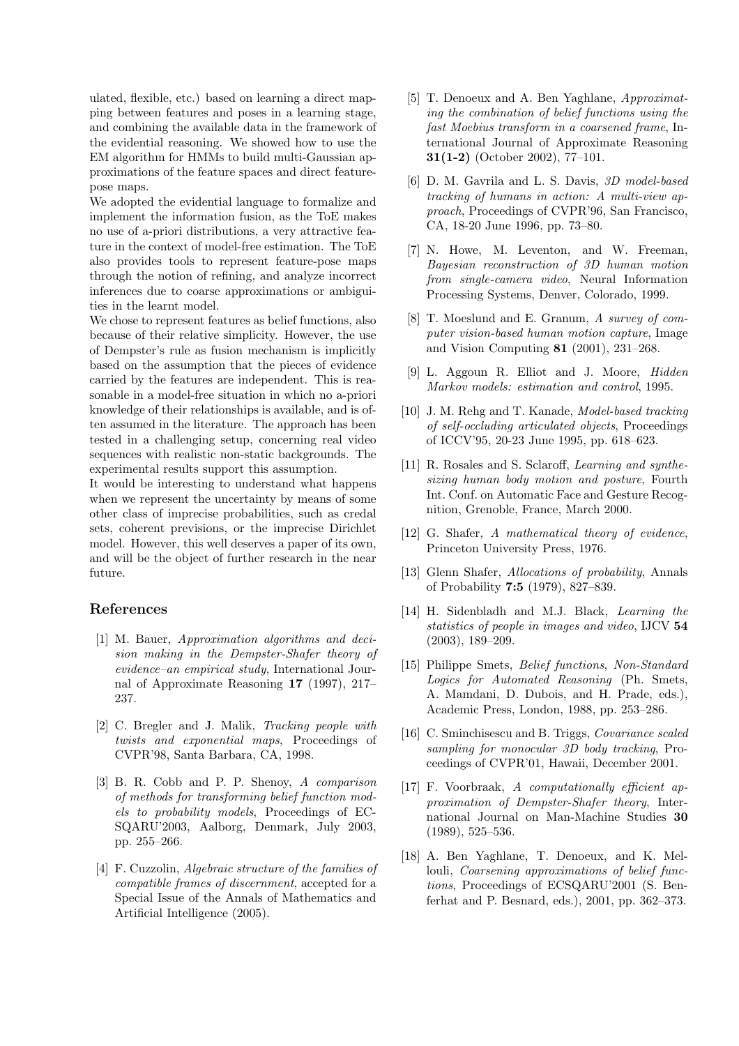ulated, flexible, etc.) based on learning a direct mapping between features and poses in a learning stage, and combining the available data in the framework of the evidential reasoning. We showed how to use the EM algorithm for HMMs to build multi-Gaussian approximations of the feature spaces and direct feature-pose maps.

We adopted the evidential language to formalize and implement the information fusion, as the ToE makes no use of a-priori distributions, a very attractive feature in the context of model-free estimation. The ToE also provides tools to represent feature-pose maps through the notion of refining, and analyze incorrect inferences due to coarse approximations or ambiguities in the learnt model.

We chose to represent features as belief functions, also because of their relative simplicity. However, the use of Dempster's rule as fusion mechanism is implicitly based on the assumption that the pieces of evidence carried by the features are independent. This is reasonable in a model-free situation in which no a-priori knowledge of their relationships is available, and is often assumed in the literature. The approach has been tested in a challenging setup, concerning real video sequences with realistic non-static backgrounds. The experimental results support this assumption.

It would be interesting to understand what happens when we represent the uncertainty by means of some other class of imprecise probabilities, such as credal sets, coherent previsions, or the imprecise Dirichlet model. However, this well deserves a paper of its own, and will be the object of further research in the near future.

## References

[1] M. Bauer, *Approximation algorithms and decision making in the Dempster-Shafer theory of evidence–an empirical study*, International Journal of Approximate Reasoning **17** (1997), 217–237.

[2] C. Bregler and J. Malik, *Tracking people with twists and exponential maps*, Proceedings of CVPR'98, Santa Barbara, CA, 1998.

[3] B. R. Cobb and P. P. Shenoy, *A comparison of methods for transforming belief function models to probability models*, Proceedings of ECSQARU'2003, Aalborg, Denmark, July 2003, pp. 255–266.

[4] F. Cuzzolin, *Algebraic structure of the families of compatible frames of discernment*, accepted for a Special Issue of the Annals of Mathematics and Artificial Intelligence (2005).

[5] T. Denoeux and A. Ben Yaghlane, *Approximating the combination of belief functions using the fast Moebius transform in a coarsened frame*, International Journal of Approximate Reasoning **31(1-2)** (October 2002), 77–101.

[6] D. M. Gavrila and L. S. Davis, *3D model-based tracking of humans in action: A multi-view approach*, Proceedings of CVPR'96, San Francisco, CA, 18-20 June 1996, pp. 73–80.

[7] N. Howe, M. Leventon, and W. Freeman, *Bayesian reconstruction of 3D human motion from single-camera video*, Neural Information Processing Systems, Denver, Colorado, 1999.

[8] T. Moeslund and E. Granum, *A survey of computer vision-based human motion capture*, Image and Vision Computing **81** (2001), 231–268.

[9] L. Aggoun R. Elliot and J. Moore, *Hidden Markov models: estimation and control*, 1995.

[10] J. M. Rehg and T. Kanade, *Model-based tracking of self-occluding articulated objects*, Proceedings of ICCV'95, 20-23 June 1995, pp. 618–623.

[11] R. Rosales and S. Sclaroff, *Learning and synthesizing human body motion and posture*, Fourth Int. Conf. on Automatic Face and Gesture Recognition, Grenoble, France, March 2000.

[12] G. Shafer, *A mathematical theory of evidence*, Princeton University Press, 1976.

[13] Glenn Shafer, *Allocations of probability*, Annals of Probability **7:5** (1979), 827–839.

[14] H. Sidenbladh and M.J. Black, *Learning the statistics of people in images and video*, IJCV **54** (2003), 189–209.

[15] Philippe Smets, *Belief functions*, *Non-Standard Logics for Automated Reasoning* (Ph. Smets, A. Mamdani, D. Dubois, and H. Prade, eds.), Academic Press, London, 1988, pp. 253–286.

[16] C. Sminchisescu and B. Triggs, *Covariance scaled sampling for monocular 3D body tracking*, Proceedings of CVPR'01, Hawaii, December 2001.

[17] F. Voorbraak, *A computationally efficient approximation of Dempster-Shafer theory*, International Journal on Man-Machine Studies **30** (1989), 525–536.

[18] A. Ben Yaghlane, T. Denoeux, and K. Mellouli, *Coarsening approximations of belief functions*, Proceedings of ECSQARU'2001 (S. Benferhat and P. Besnard, eds.), 2001, pp. 362–373.